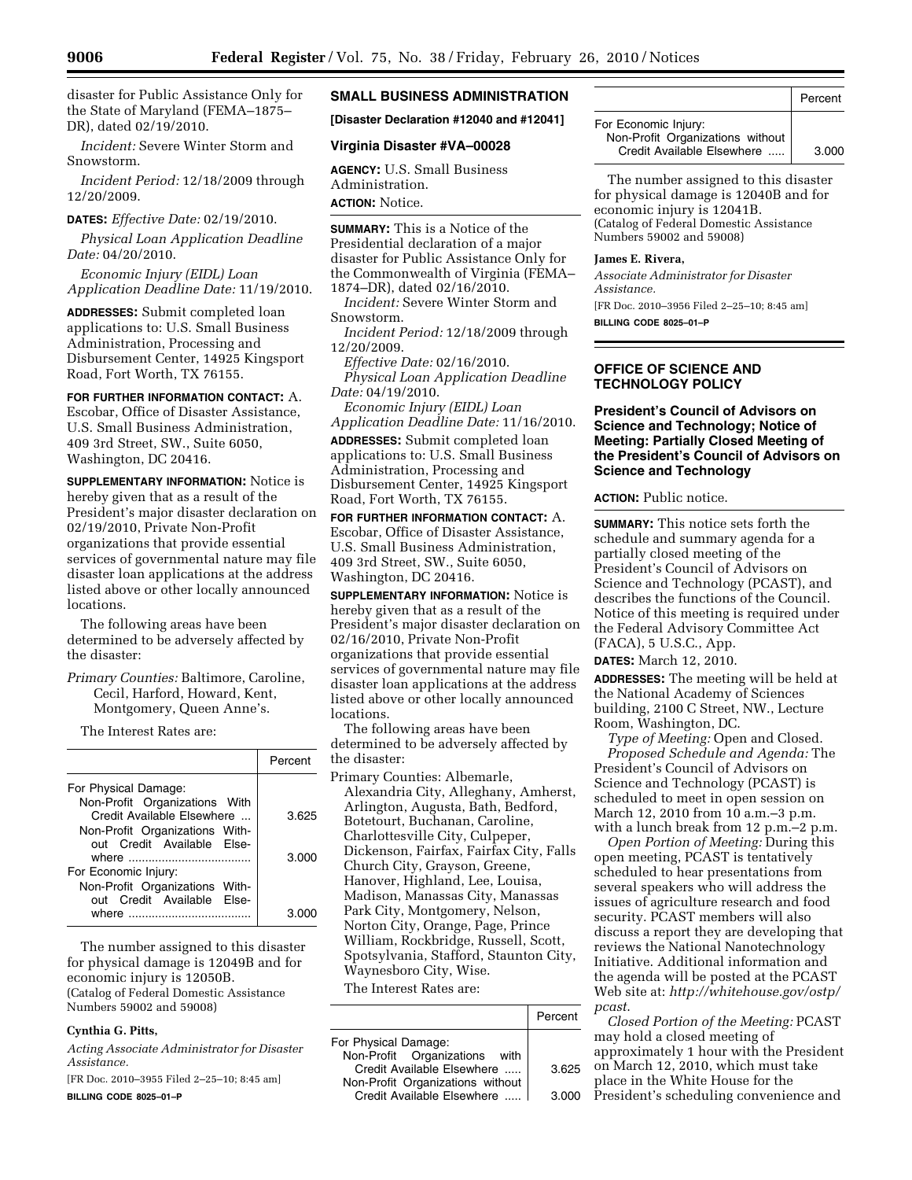disaster for Public Assistance Only for the State of Maryland (FEMA–1875–DR), dated 02/19/2010.

*Incident:* Severe Winter Storm and Snowstorm.

*Incident Period:* 12/18/2009 through 12/20/2009.

**DATES:** *Effective Date:* 02/19/2010.

*Physical Loan Application Deadline Date:* 04/20/2010.

*Economic Injury (EIDL) Loan Application Deadline Date:* 11/19/2010.

**ADDRESSES:** Submit completed loan applications to: U.S. Small Business Administration, Processing and Disbursement Center, 14925 Kingsport Road, Fort Worth, TX 76155.

**FOR FURTHER INFORMATION CONTACT:** A. Escobar, Office of Disaster Assistance, U.S. Small Business Administration, 409 3rd Street, SW., Suite 6050, Washington, DC 20416.

**SUPPLEMENTARY INFORMATION:** Notice is hereby given that as a result of the President's major disaster declaration on 02/19/2010, Private Non-Profit organizations that provide essential services of governmental nature may file disaster loan applications at the address listed above or other locally announced locations.

The following areas have been determined to be adversely affected by the disaster:

*Primary Counties:* Baltimore, Caroline, Cecil, Harford, Howard, Kent, Montgomery, Queen Anne's.

The Interest Rates are:

| | Percent |
|---|---|
| For Physical Damage: | |
| Non-Profit Organizations With Credit Available Elsewhere | 3.625 |
| Non-Profit Organizations Without Credit Available Elsewhere | 3.000 |
| For Economic Injury: | |
| Non-Profit Organizations Without Credit Available Elsewhere | 3.000 |

The number assigned to this disaster for physical damage is 12049B and for economic injury is 12050B.
(Catalog of Federal Domestic Assistance Numbers 59002 and 59008)

**Cynthia G. Pitts,**

*Acting Associate Administrator for Disaster Assistance.*

[FR Doc. 2010–3955 Filed 2–25–10; 8:45 am]

**BILLING CODE 8025–01–P**

## SMALL BUSINESS ADMINISTRATION

**[Disaster Declaration #12040 and #12041]**

### Virginia Disaster #VA–00028

**AGENCY:** U.S. Small Business Administration.

**ACTION:** Notice.

**SUMMARY:** This is a Notice of the Presidential declaration of a major disaster for Public Assistance Only for the Commonwealth of Virginia (FEMA–1874–DR), dated 02/16/2010.

*Incident:* Severe Winter Storm and Snowstorm.

*Incident Period:* 12/18/2009 through 12/20/2009.

*Effective Date:* 02/16/2010.

*Physical Loan Application Deadline Date:* 04/19/2010.

*Economic Injury (EIDL) Loan Application Deadline Date:* 11/16/2010.

**ADDRESSES:** Submit completed loan applications to: U.S. Small Business Administration, Processing and Disbursement Center, 14925 Kingsport Road, Fort Worth, TX 76155.

**FOR FURTHER INFORMATION CONTACT:** A. Escobar, Office of Disaster Assistance, U.S. Small Business Administration, 409 3rd Street, SW., Suite 6050, Washington, DC 20416.

**SUPPLEMENTARY INFORMATION:** Notice is hereby given that as a result of the President's major disaster declaration on 02/16/2010, Private Non-Profit organizations that provide essential services of governmental nature may file disaster loan applications at the address listed above or other locally announced locations.

The following areas have been determined to be adversely affected by the disaster:

Primary Counties: Albemarle, Alexandria City, Alleghany, Amherst, Arlington, Augusta, Bath, Bedford, Botetourt, Buchanan, Caroline, Charlottesville City, Culpeper, Dickenson, Fairfax, Fairfax City, Falls Church City, Grayson, Greene, Hanover, Highland, Lee, Louisa, Madison, Manassas City, Manassas Park City, Montgomery, Nelson, Norton City, Orange, Page, Prince William, Rockbridge, Russell, Scott, Spotsylvania, Stafford, Staunton City, Waynesboro City, Wise.

The Interest Rates are:

| | Percent |
|---|---|
| For Physical Damage: | |
| Non-Profit Organizations with Credit Available Elsewhere | 3.625 |
| Non-Profit Organizations without Credit Available Elsewhere | 3.000 |
| For Economic Injury: | |
| Non-Profit Organizations without Credit Available Elsewhere | 3.000 |

The number assigned to this disaster for physical damage is 12040B and for economic injury is 12041B.
(Catalog of Federal Domestic Assistance Numbers 59002 and 59008)

**James E. Rivera,**

*Associate Administrator for Disaster Assistance.*

[FR Doc. 2010–3956 Filed 2–25–10; 8:45 am]

**BILLING CODE 8025–01–P**

## OFFICE OF SCIENCE AND TECHNOLOGY POLICY

### President's Council of Advisors on Science and Technology; Notice of Meeting: Partially Closed Meeting of the President's Council of Advisors on Science and Technology

**ACTION:** Public notice.

**SUMMARY:** This notice sets forth the schedule and summary agenda for a partially closed meeting of the President's Council of Advisors on Science and Technology (PCAST), and describes the functions of the Council. Notice of this meeting is required under the Federal Advisory Committee Act (FACA), 5 U.S.C., App.

**DATES:** March 12, 2010.

**ADDRESSES:** The meeting will be held at the National Academy of Sciences building, 2100 C Street, NW., Lecture Room, Washington, DC.

*Type of Meeting:* Open and Closed.

*Proposed Schedule and Agenda:* The President's Council of Advisors on Science and Technology (PCAST) is scheduled to meet in open session on March 12, 2010 from 10 a.m.–3 p.m. with a lunch break from 12 p.m.–2 p.m.

*Open Portion of Meeting:* During this open meeting, PCAST is tentatively scheduled to hear presentations from several speakers who will address the issues of agriculture research and food security. PCAST members will also discuss a report they are developing that reviews the National Nanotechnology Initiative. Additional information and the agenda will be posted at the PCAST Web site at: *http://whitehouse.gov/ostp/pcast.*

*Closed Portion of the Meeting:* PCAST may hold a closed meeting of approximately 1 hour with the President on March 12, 2010, which must take place in the White House for the President's scheduling convenience and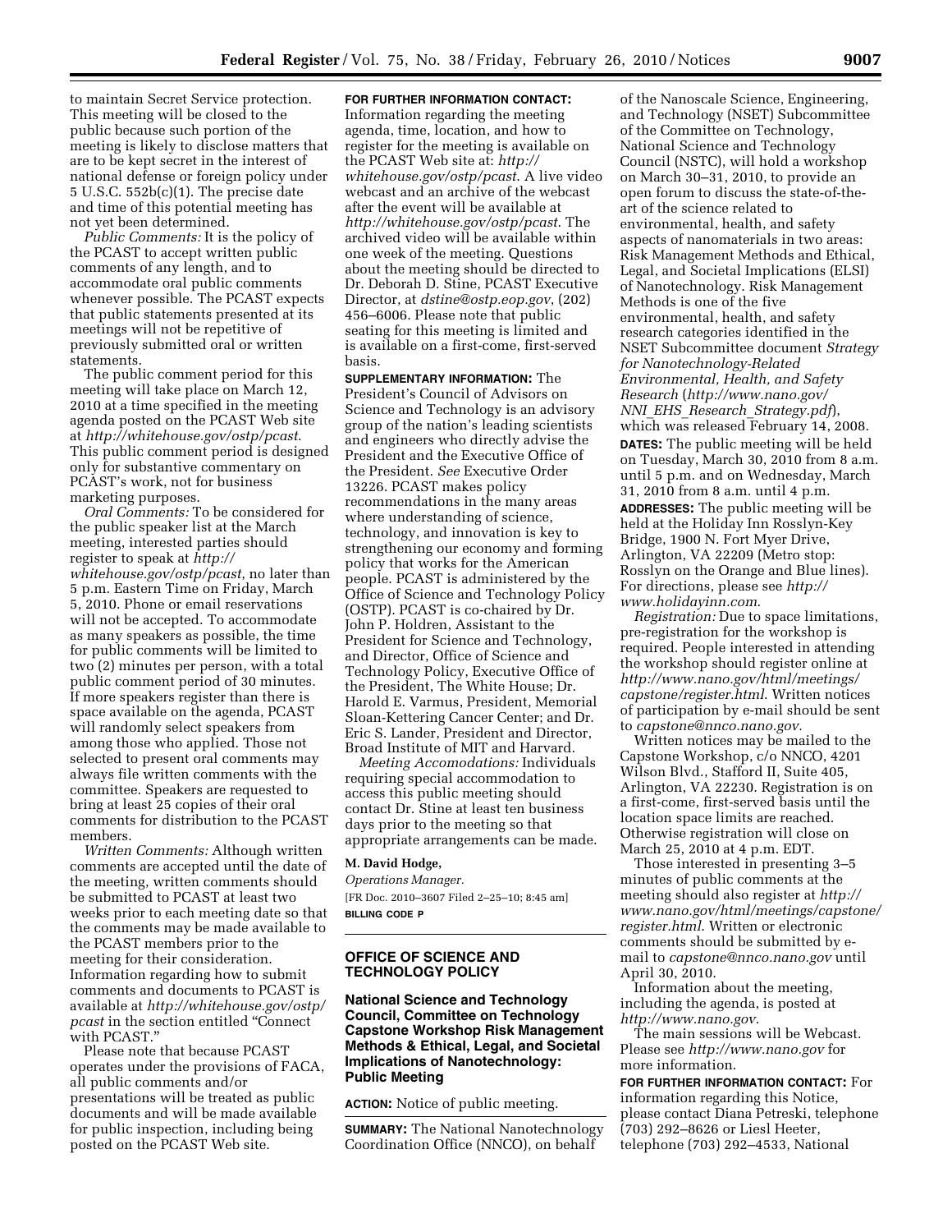to maintain Secret Service protection. This meeting will be closed to the public because such portion of the meeting is likely to disclose matters that are to be kept secret in the interest of national defense or foreign policy under 5 U.S.C. 552b(c)(1). The precise date and time of this potential meeting has not yet been determined.

*Public Comments:* It is the policy of the PCAST to accept written public comments of any length, and to accommodate oral public comments whenever possible. The PCAST expects that public statements presented at its meetings will not be repetitive of previously submitted oral or written statements.

The public comment period for this meeting will take place on March 12, 2010 at a time specified in the meeting agenda posted on the PCAST Web site at *http://whitehouse.gov/ostp/pcast*. This public comment period is designed only for substantive commentary on PCAST's work, not for business marketing purposes.

*Oral Comments:* To be considered for the public speaker list at the March meeting, interested parties should register to speak at *http://whitehouse.gov/ostp/pcast*, no later than 5 p.m. Eastern Time on Friday, March 5, 2010. Phone or email reservations will not be accepted. To accommodate as many speakers as possible, the time for public comments will be limited to two (2) minutes per person, with a total public comment period of 30 minutes. If more speakers register than there is space available on the agenda, PCAST will randomly select speakers from among those who applied. Those not selected to present oral comments may always file written comments with the committee. Speakers are requested to bring at least 25 copies of their oral comments for distribution to the PCAST members.

*Written Comments:* Although written comments are accepted until the date of the meeting, written comments should be submitted to PCAST at least two weeks prior to each meeting date so that the comments may be made available to the PCAST members prior to the meeting for their consideration. Information regarding how to submit comments and documents to PCAST is available at *http://whitehouse.gov/ostp/pcast* in the section entitled "Connect with PCAST."

Please note that because PCAST operates under the provisions of FACA, all public comments and/or presentations will be treated as public documents and will be made available for public inspection, including being posted on the PCAST Web site.

**FOR FURTHER INFORMATION CONTACT:** Information regarding the meeting agenda, time, location, and how to register for the meeting is available on the PCAST Web site at: *http://whitehouse.gov/ostp/pcast*. A live video webcast and an archive of the webcast after the event will be available at *http://whitehouse.gov/ostp/pcast*. The archived video will be available within one week of the meeting. Questions about the meeting should be directed to Dr. Deborah D. Stine, PCAST Executive Director, at *dstine@ostp.eop.gov*, (202) 456–6006. Please note that public seating for this meeting is limited and is available on a first-come, first-served basis.

**SUPPLEMENTARY INFORMATION:** The President's Council of Advisors on Science and Technology is an advisory group of the nation's leading scientists and engineers who directly advise the President and the Executive Office of the President. *See* Executive Order 13226. PCAST makes policy recommendations in the many areas where understanding of science, technology, and innovation is key to strengthening our economy and forming policy that works for the American people. PCAST is administered by the Office of Science and Technology Policy (OSTP). PCAST is co-chaired by Dr. John P. Holdren, Assistant to the President for Science and Technology, and Director, Office of Science and Technology Policy, Executive Office of the President, The White House; Dr. Harold E. Varmus, President, Memorial Sloan-Kettering Cancer Center; and Dr. Eric S. Lander, President and Director, Broad Institute of MIT and Harvard.

*Meeting Accomodations:* Individuals requiring special accommodation to access this public meeting should contact Dr. Stine at least ten business days prior to the meeting so that appropriate arrangements can be made.

**M. David Hodge,**

*Operations Manager.*

[FR Doc. 2010–3607 Filed 2–25–10; 8:45 am]

**BILLING CODE P**

## OFFICE OF SCIENCE AND TECHNOLOGY POLICY

### National Science and Technology Council, Committee on Technology Capstone Workshop Risk Management Methods & Ethical, Legal, and Societal Implications of Nanotechnology: Public Meeting

**ACTION:** Notice of public meeting.

**SUMMARY:** The National Nanotechnology Coordination Office (NNCO), on behalf of the Nanoscale Science, Engineering, and Technology (NSET) Subcommittee of the Committee on Technology, National Science and Technology Council (NSTC), will hold a workshop on March 30–31, 2010, to provide an open forum to discuss the state-of-the-art of the science related to environmental, health, and safety aspects of nanomaterials in two areas: Risk Management Methods and Ethical, Legal, and Societal Implications (ELSI) of Nanotechnology. Risk Management Methods is one of the five environmental, health, and safety research categories identified in the NSET Subcommittee document *Strategy for Nanotechnology-Related Environmental, Health, and Safety Research* (*http://www.nano.gov/NNI_EHS_Research_Strategy.pdf*), which was released February 14, 2008.

**DATES:** The public meeting will be held on Tuesday, March 30, 2010 from 8 a.m. until 5 p.m. and on Wednesday, March 31, 2010 from 8 a.m. until 4 p.m.

**ADDRESSES:** The public meeting will be held at the Holiday Inn Rosslyn-Key Bridge, 1900 N. Fort Myer Drive, Arlington, VA 22209 (Metro stop: Rosslyn on the Orange and Blue lines). For directions, please see *http://www.holidayinn.com*.

*Registration:* Due to space limitations, pre-registration for the workshop is required. People interested in attending the workshop should register online at *http://www.nano.gov/html/meetings/capstone/register.html*. Written notices of participation by e-mail should be sent to *capstone@nnco.nano.gov.*

Written notices may be mailed to the Capstone Workshop, c/o NNCO, 4201 Wilson Blvd., Stafford II, Suite 405, Arlington, VA 22230. Registration is on a first-come, first-served basis until the location space limits are reached. Otherwise registration will close on March 25, 2010 at 4 p.m. EDT.

Those interested in presenting 3–5 minutes of public comments at the meeting should also register at *http://www.nano.gov/html/meetings/capstone/register.html*. Written or electronic comments should be submitted by e-mail to *capstone@nnco.nano.gov* until April 30, 2010.

Information about the meeting, including the agenda, is posted at *http://www.nano.gov*.

The main sessions will be Webcast. Please see *http://www.nano.gov* for more information.

**FOR FURTHER INFORMATION CONTACT:** For information regarding this Notice, please contact Diana Petreski, telephone (703) 292–8626 or Liesl Heeter, telephone (703) 292–4533, National